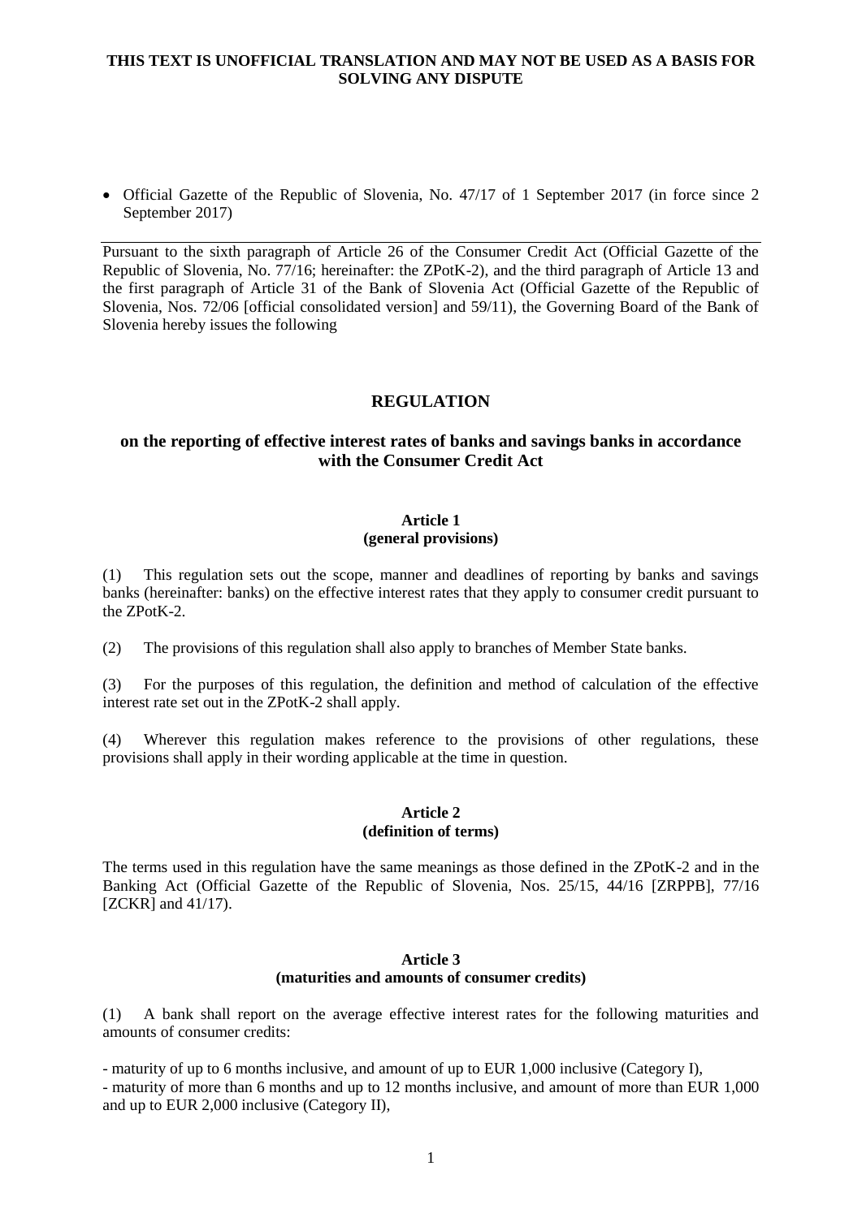**THIS TEXT IS UNOFFICIAL TRANSLATION AND MAY NOT BE USED AS A BASIS FOR SOLVING ANY DISPUTE**

- Official Gazette of the Republic of Slovenia, No. 47/17 of 1 September 2017 (in force since 2 September 2017)

---

Pursuant to the sixth paragraph of Article 26 of the Consumer Credit Act (Official Gazette of the Republic of Slovenia, No. 77/16; hereinafter: the ZPotK-2), and the third paragraph of Article 13 and the first paragraph of Article 31 of the Bank of Slovenia Act (Official Gazette of the Republic of Slovenia, Nos. 72/06 [official consolidated version] and 59/11), the Governing Board of the Bank of Slovenia hereby issues the following

# REGULATION

## on the reporting of effective interest rates of banks and savings banks in accordance with the Consumer Credit Act

### Article 1
### (general provisions)

(1) This regulation sets out the scope, manner and deadlines of reporting by banks and savings banks (hereinafter: banks) on the effective interest rates that they apply to consumer credit pursuant to the ZPotK-2.

(2) The provisions of this regulation shall also apply to branches of Member State banks.

(3) For the purposes of this regulation, the definition and method of calculation of the effective interest rate set out in the ZPotK-2 shall apply.

(4) Wherever this regulation makes reference to the provisions of other regulations, these provisions shall apply in their wording applicable at the time in question.

### Article 2
### (definition of terms)

The terms used in this regulation have the same meanings as those defined in the ZPotK-2 and in the Banking Act (Official Gazette of the Republic of Slovenia, Nos. 25/15, 44/16 [ZRPPB], 77/16 [ZCKR] and 41/17).

### Article 3
### (maturities and amounts of consumer credits)

(1) A bank shall report on the average effective interest rates for the following maturities and amounts of consumer credits:

- maturity of up to 6 months inclusive, and amount of up to EUR 1,000 inclusive (Category I),
- maturity of more than 6 months and up to 12 months inclusive, and amount of more than EUR 1,000 and up to EUR 2,000 inclusive (Category II),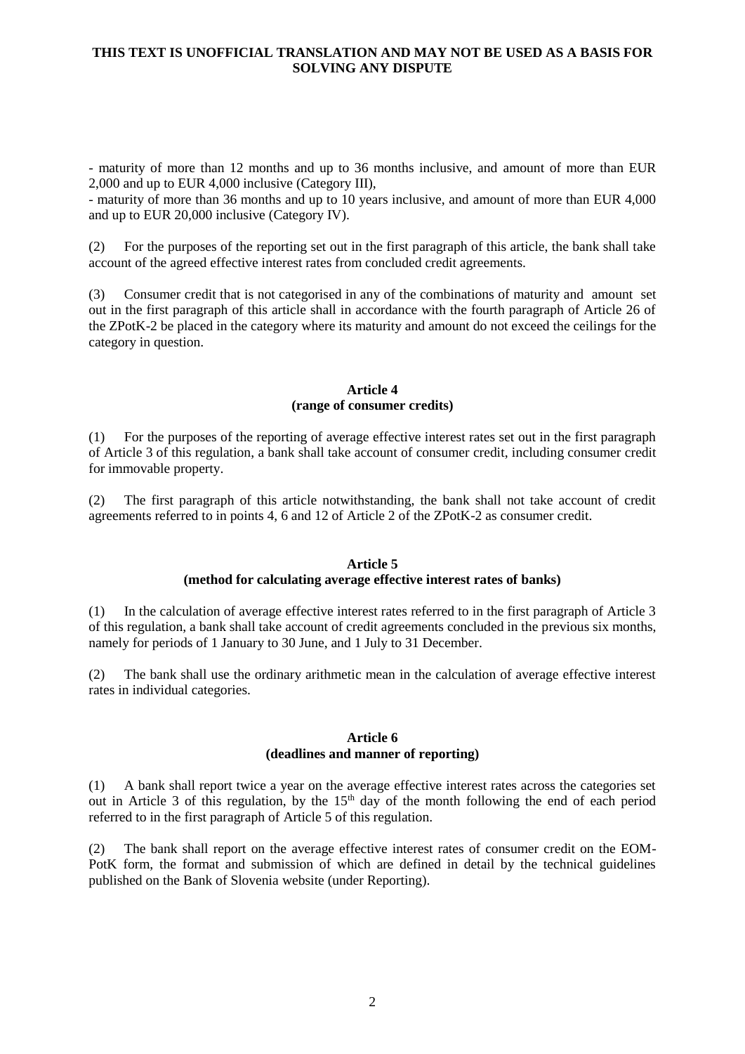- maturity of more than 12 months and up to 36 months inclusive, and amount of more than EUR 2,000 and up to EUR 4,000 inclusive (Category III),
- maturity of more than 36 months and up to 10 years inclusive, and amount of more than EUR 4,000 and up to EUR 20,000 inclusive (Category IV).

(2) For the purposes of the reporting set out in the first paragraph of this article, the bank shall take account of the agreed effective interest rates from concluded credit agreements.

(3) Consumer credit that is not categorised in any of the combinations of maturity and amount set out in the first paragraph of this article shall in accordance with the fourth paragraph of Article 26 of the ZPotK-2 be placed in the category where its maturity and amount do not exceed the ceilings for the category in question.

**Article 4**
**(range of consumer credits)**

(1) For the purposes of the reporting of average effective interest rates set out in the first paragraph of Article 3 of this regulation, a bank shall take account of consumer credit, including consumer credit for immovable property.

(2) The first paragraph of this article notwithstanding, the bank shall not take account of credit agreements referred to in points 4, 6 and 12 of Article 2 of the ZPotK-2 as consumer credit.

**Article 5**
**(method for calculating average effective interest rates of banks)**

(1) In the calculation of average effective interest rates referred to in the first paragraph of Article 3 of this regulation, a bank shall take account of credit agreements concluded in the previous six months, namely for periods of 1 January to 30 June, and 1 July to 31 December.

(2) The bank shall use the ordinary arithmetic mean in the calculation of average effective interest rates in individual categories.

**Article 6**
**(deadlines and manner of reporting)**

(1) A bank shall report twice a year on the average effective interest rates across the categories set out in Article 3 of this regulation, by the 15th day of the month following the end of each period referred to in the first paragraph of Article 5 of this regulation.

(2) The bank shall report on the average effective interest rates of consumer credit on the EOM-PotK form, the format and submission of which are defined in detail by the technical guidelines published on the Bank of Slovenia website (under Reporting).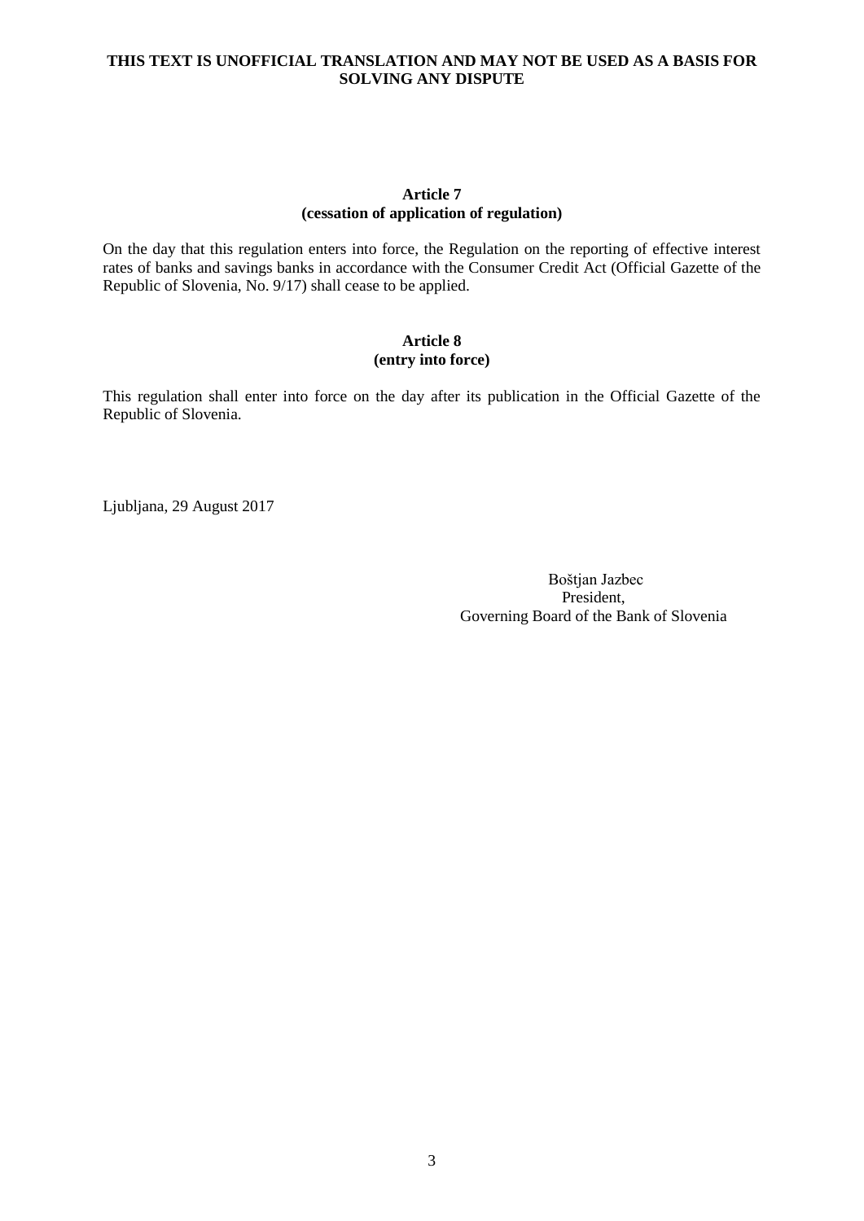**THIS TEXT IS UNOFFICIAL TRANSLATION AND MAY NOT BE USED AS A BASIS FOR SOLVING ANY DISPUTE**

### Article 7
### (cessation of application of regulation)

On the day that this regulation enters into force, the Regulation on the reporting of effective interest rates of banks and savings banks in accordance with the Consumer Credit Act (Official Gazette of the Republic of Slovenia, No. 9/17) shall cease to be applied.

### Article 8
### (entry into force)

This regulation shall enter into force on the day after its publication in the Official Gazette of the Republic of Slovenia.

Ljubljana, 29 August 2017

Boštjan Jazbec
President,
Governing Board of the Bank of Slovenia